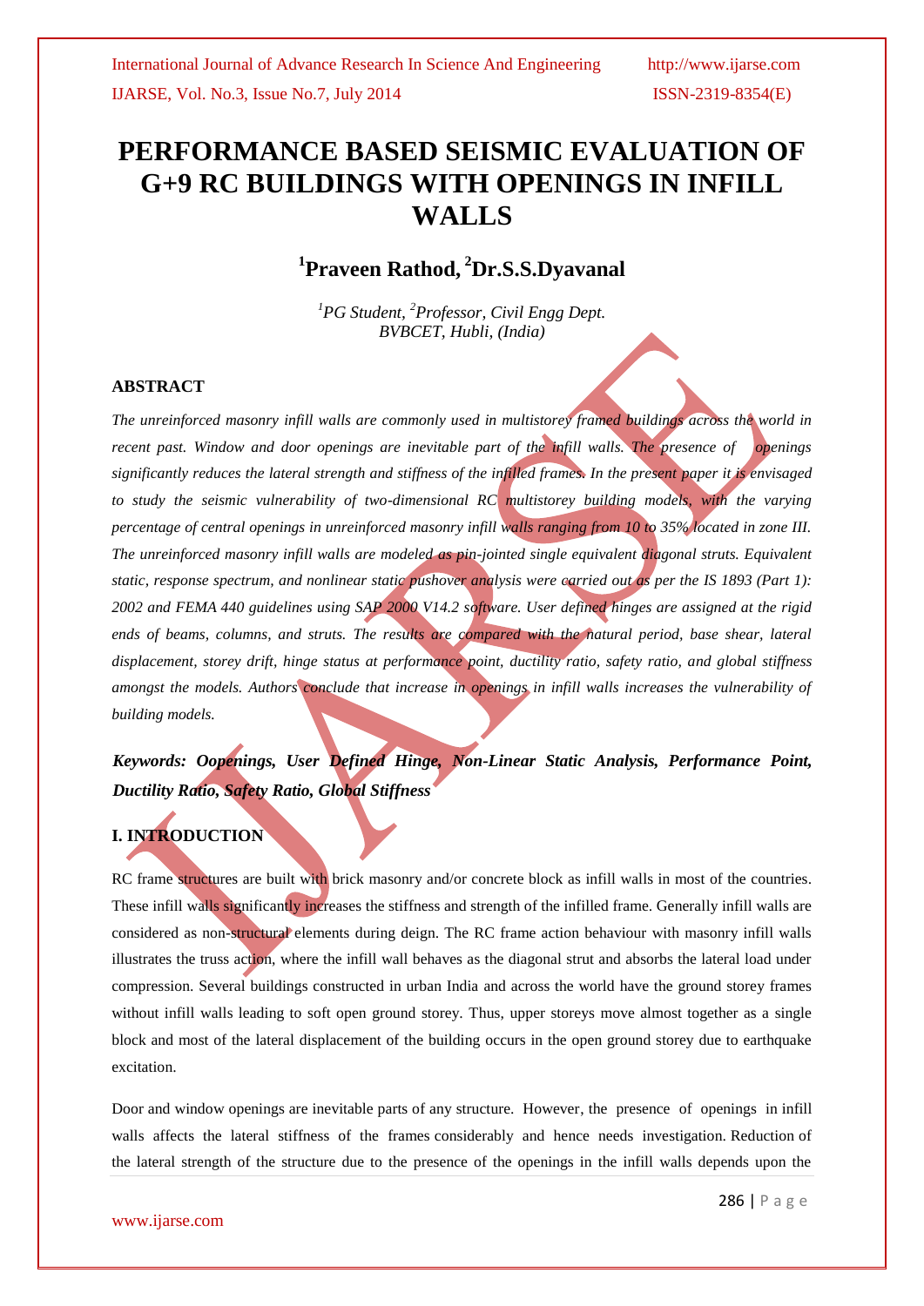# PERFORMANCE BASED SEISMIC EVALUATION OF G+9 RC BUILDINGS WITH OPENINGS IN INFILL WALLS

## [1]Praveen Rathod, [2]Dr.S.S.Dyavanal

*[1]PG Student, [2]Professor, Civil Engg Dept.*
*BVBCET, Hubli, (India)*

### ABSTRACT

*The unreinforced masonry infill walls are commonly used in multistorey framed buildings across the world in recent past. Window and door openings are inevitable part of the infill walls. The presence of openings significantly reduces the lateral strength and stiffness of the infilled frames. In the present paper it is envisaged to study the seismic vulnerability of two-dimensional RC multistorey building models, with the varying percentage of central openings in unreinforced masonry infill walls ranging from 10 to 35% located in zone III. The unreinforced masonry infill walls are modeled as pin-jointed single equivalent diagonal struts. Equivalent static, response spectrum, and nonlinear static pushover analysis were carried out as per the IS 1893 (Part 1): 2002 and FEMA 440 guidelines using SAP 2000 V14.2 software. User defined hinges are assigned at the rigid ends of beams, columns, and struts. The results are compared with the natural period, base shear, lateral displacement, storey drift, hinge status at performance point, ductility ratio, safety ratio, and global stiffness amongst the models. Authors conclude that increase in openings in infill walls increases the vulnerability of building models.*

***Keywords: Oopenings, User Defined Hinge, Non-Linear Static Analysis, Performance Point, Ductility Ratio, Safety Ratio, Global Stiffness***

### I. INTRODUCTION

RC frame structures are built with brick masonry and/or concrete block as infill walls in most of the countries. These infill walls significantly increases the stiffness and strength of the infilled frame. Generally infill walls are considered as non-structural elements during deign. The RC frame action behaviour with masonry infill walls illustrates the truss action, where the infill wall behaves as the diagonal strut and absorbs the lateral load under compression. Several buildings constructed in urban India and across the world have the ground storey frames without infill walls leading to soft open ground storey. Thus, upper storeys move almost together as a single block and most of the lateral displacement of the building occurs in the open ground storey due to earthquake excitation.

Door and window openings are inevitable parts of any structure. However, the presence of openings in infill walls affects the lateral stiffness of the frames considerably and hence needs investigation. Reduction of the lateral strength of the structure due to the presence of the openings in the infill walls depends upon the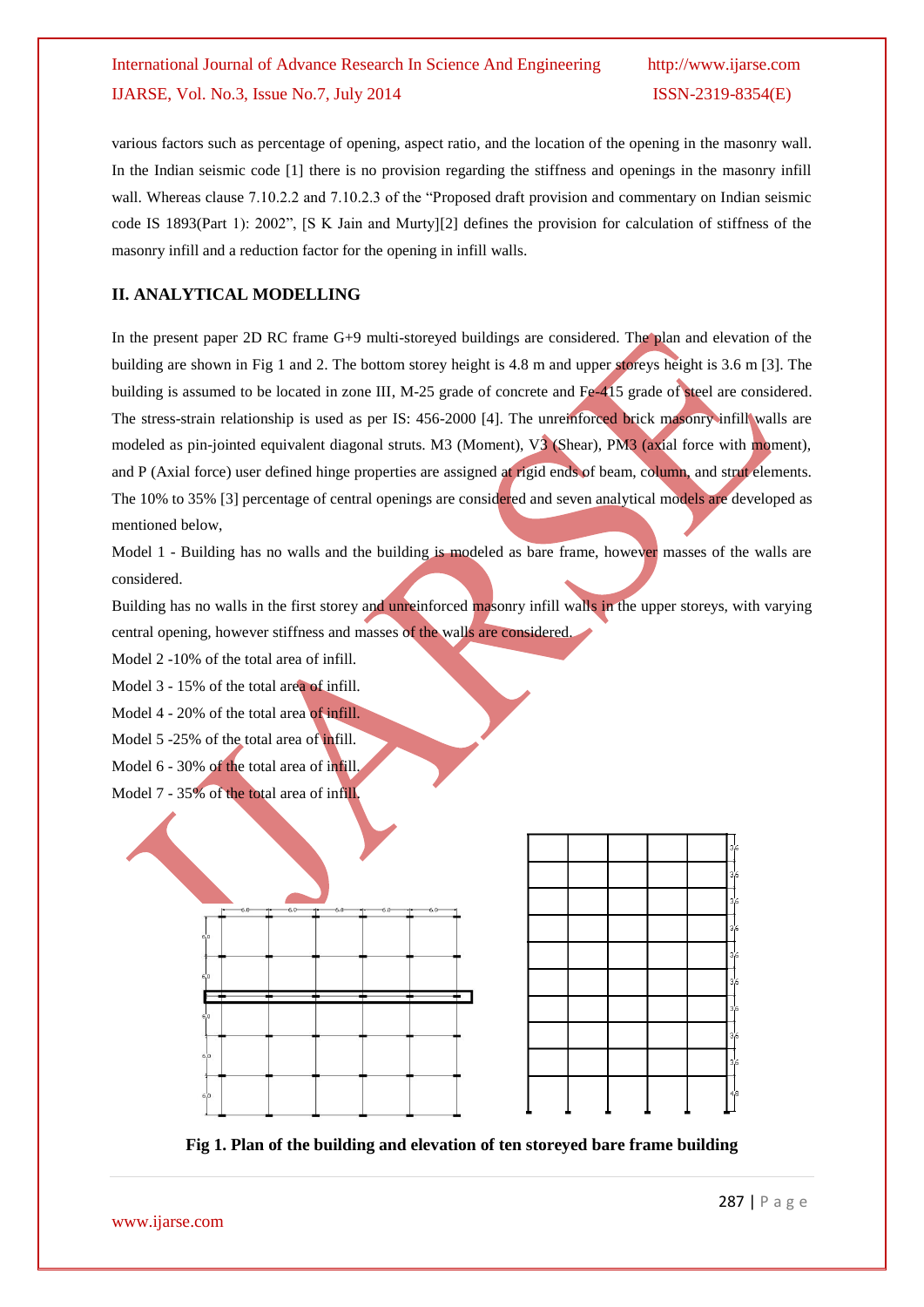various factors such as percentage of opening, aspect ratio, and the location of the opening in the masonry wall. In the Indian seismic code [1] there is no provision regarding the stiffness and openings in the masonry infill wall. Whereas clause 7.10.2.2 and 7.10.2.3 of the "Proposed draft provision and commentary on Indian seismic code IS 1893(Part 1): 2002", [S K Jain and Murty][2] defines the provision for calculation of stiffness of the masonry infill and a reduction factor for the opening in infill walls.

## II. ANALYTICAL MODELLING

In the present paper 2D RC frame G+9 multi-storeyed buildings are considered. The plan and elevation of the building are shown in Fig 1 and 2. The bottom storey height is 4.8 m and upper storeys height is 3.6 m [3]. The building is assumed to be located in zone III, M-25 grade of concrete and Fe-415 grade of steel are considered. The stress-strain relationship is used as per IS: 456-2000 [4]. The unreinforced brick masonry infill walls are modeled as pin-jointed equivalent diagonal struts. M3 (Moment), V3 (Shear), PM3 (axial force with moment), and P (Axial force) user defined hinge properties are assigned at rigid ends of beam, column, and strut elements. The 10% to 35% [3] percentage of central openings are considered and seven analytical models are developed as mentioned below,

Model 1 - Building has no walls and the building is modeled as bare frame, however masses of the walls are considered.

Building has no walls in the first storey and unreinforced masonry infill walls in the upper storeys, with varying central opening, however stiffness and masses of the walls are considered.

Model 2 -10% of the total area of infill.

Model 3 - 15% of the total area of infill.

Model 4 - 20% of the total area of infill.

Model 5 -25% of the total area of infill.

Model 6 - 30% of the total area of infill.

Model 7 - 35% of the total area of infill.

**Fig 1. Plan of the building and elevation of ten storeyed bare frame building**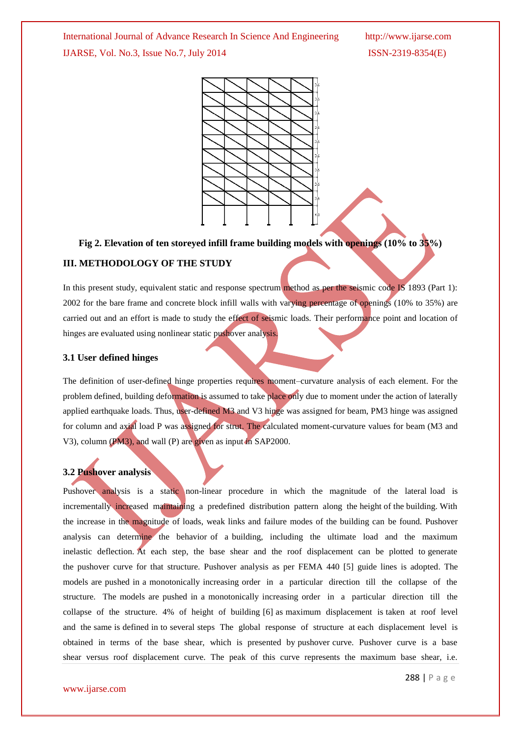**Fig 2. Elevation of ten storeyed infill frame building models with openings (10% to 35%)**

## III. METHODOLOGY OF THE STUDY

In this present study, equivalent static and response spectrum method as per the seismic code IS 1893 (Part 1): 2002 for the bare frame and concrete block infill walls with varying percentage of openings (10% to 35%) are carried out and an effort is made to study the effect of seismic loads. Their performance point and location of hinges are evaluated using nonlinear static pushover analysis.

### 3.1 User defined hinges

The definition of user-defined hinge properties requires moment–curvature analysis of each element. For the problem defined, building deformation is assumed to take place only due to moment under the action of laterally applied earthquake loads. Thus, user-defined M3 and V3 hinge was assigned for beam, PM3 hinge was assigned for column and axial load P was assigned for strut. The calculated moment-curvature values for beam (M3 and V3), column (PM3), and wall (P) are given as input in SAP2000.

### 3.2 Pushover analysis

Pushover analysis is a static non-linear procedure in which the magnitude of the lateral load is incrementally increased maintaining a predefined distribution pattern along the height of the building. With the increase in the magnitude of loads, weak links and failure modes of the building can be found. Pushover analysis can determine the behavior of a building, including the ultimate load and the maximum inelastic deflection. At each step, the base shear and the roof displacement can be plotted to generate the pushover curve for that structure. Pushover analysis as per FEMA 440 [5] guide lines is adopted. The models are pushed in a monotonically increasing order in a particular direction till the collapse of the structure. The models are pushed in a monotonically increasing order in a particular direction till the collapse of the structure. 4% of height of building [6] as maximum displacement is taken at roof level and the same is defined in to several steps The global response of structure at each displacement level is obtained in terms of the base shear, which is presented by pushover curve. Pushover curve is a base shear versus roof displacement curve. The peak of this curve represents the maximum base shear, i.e.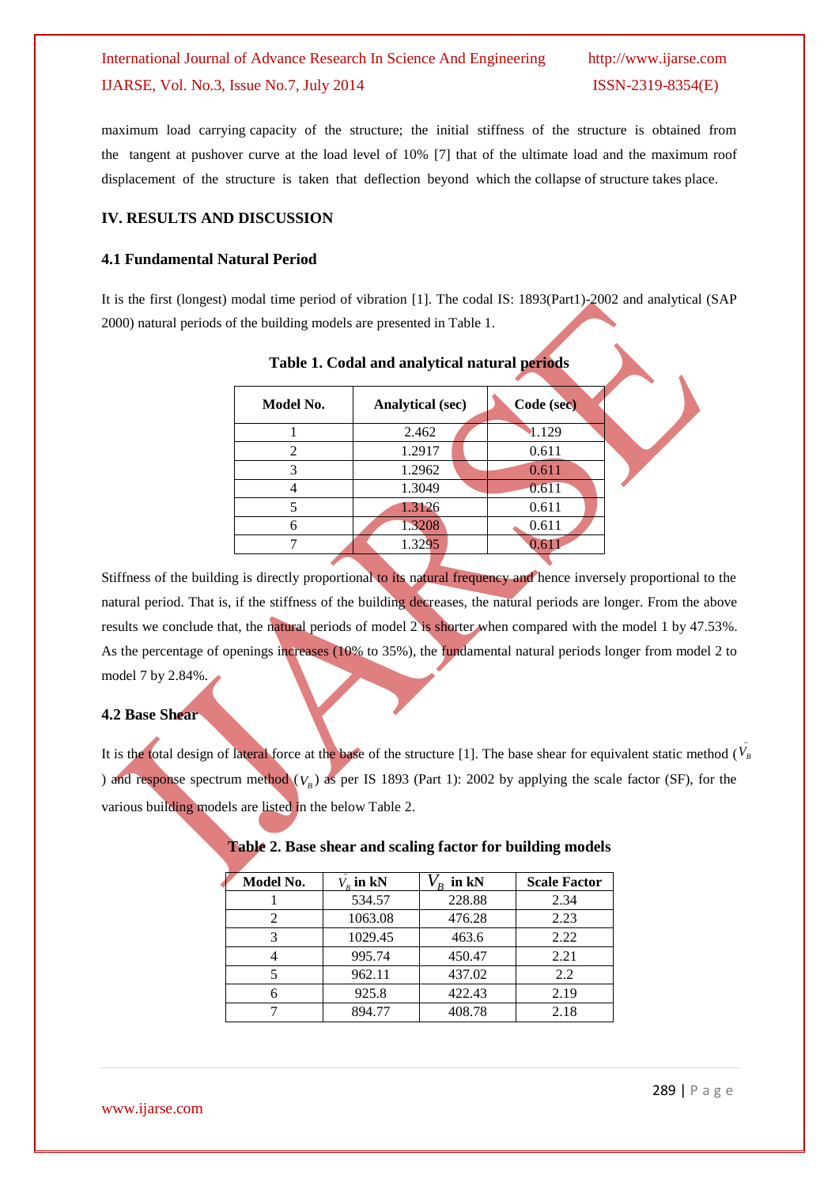maximum load carrying capacity of the structure; the initial stiffness of the structure is obtained from the tangent at pushover curve at the load level of 10% [7] that of the ultimate load and the maximum roof displacement of the structure is taken that deflection beyond which the collapse of structure takes place.

## IV. RESULTS AND DISCUSSION

### 4.1 Fundamental Natural Period

It is the first (longest) modal time period of vibration [1]. The codal IS: 1893(Part1)-2002 and analytical (SAP 2000) natural periods of the building models are presented in Table 1.

**Table 1. Codal and analytical natural periods**

| Model No. | Analytical (sec) | Code (sec) |
|---|---|---|
| 1 | 2.462 | 1.129 |
| 2 | 1.2917 | 0.611 |
| 3 | 1.2962 | 0.611 |
| 4 | 1.3049 | 0.611 |
| 5 | 1.3126 | 0.611 |
| 6 | 1.3208 | 0.611 |
| 7 | 1.3295 | 0.611 |

Stiffness of the building is directly proportional to its natural frequency and hence inversely proportional to the natural period. That is, if the stiffness of the building decreases, the natural periods are longer. From the above results we conclude that, the natural periods of model 2 is shorter when compared with the model 1 by 47.53%. As the percentage of openings increases (10% to 35%), the fundamental natural periods longer from model 2 to model 7 by 2.84%.

### 4.2 Base Shear

It is the total design of lateral force at the base of the structure [1]. The base shear for equivalent static method ($\bar{V}_B$) and response spectrum method ($V_B$) as per IS 1893 (Part 1): 2002 by applying the scale factor (SF), for the various building models are listed in the below Table 2.

**Table 2. Base shear and scaling factor for building models**

| Model No. | $\bar{V}_B$ in kN | $V_B$ in kN | Scale Factor |
|---|---|---|---|
| 1 | 534.57 | 228.88 | 2.34 |
| 2 | 1063.08 | 476.28 | 2.23 |
| 3 | 1029.45 | 463.6 | 2.22 |
| 4 | 995.74 | 450.47 | 2.21 |
| 5 | 962.11 | 437.02 | 2.2 |
| 6 | 925.8 | 422.43 | 2.19 |
| 7 | 894.77 | 408.78 | 2.18 |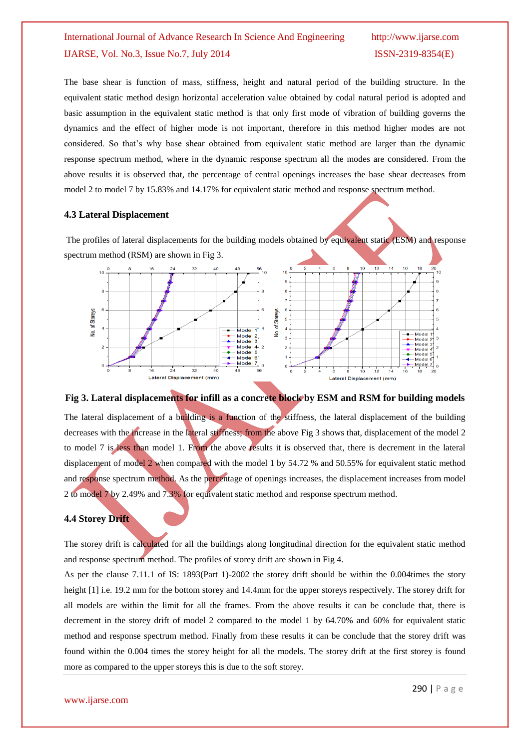The base shear is function of mass, stiffness, height and natural period of the building structure. In the equivalent static method design horizontal acceleration value obtained by codal natural period is adopted and basic assumption in the equivalent static method is that only first mode of vibration of building governs the dynamics and the effect of higher mode is not important, therefore in this method higher modes are not considered. So that's why base shear obtained from equivalent static method are larger than the dynamic response spectrum method, where in the dynamic response spectrum all the modes are considered. From the above results it is observed that, the percentage of central openings increases the base shear decreases from model 2 to model 7 by 15.83% and 14.17% for equivalent static method and response spectrum method.

### 4.3 Lateral Displacement

The profiles of lateral displacements for the building models obtained by equivalent static (ESM) and response spectrum method (RSM) are shown in Fig 3.

**Fig 3. Lateral displacements for infill as a concrete block by ESM and RSM for building models**

The lateral displacement of a building is a function of the stiffness, the lateral displacement of the building decreases with the increase in the lateral stiffness; from the above Fig 3 shows that, displacement of the model 2 to model 7 is less than model 1. From the above results it is observed that, there is decrement in the lateral displacement of model 2 when compared with the model 1 by 54.72 % and 50.55% for equivalent static method and response spectrum method. As the percentage of openings increases, the displacement increases from model 2 to model 7 by 2.49% and 7.3% for equivalent static method and response spectrum method.

### 4.4 Storey Drift

The storey drift is calculated for all the buildings along longitudinal direction for the equivalent static method and response spectrum method. The profiles of storey drift are shown in Fig 4.

As per the clause 7.11.1 of IS: 1893(Part 1)-2002 the storey drift should be within the 0.004times the story height [1] i.e. 19.2 mm for the bottom storey and 14.4mm for the upper storeys respectively. The storey drift for all models are within the limit for all the frames. From the above results it can be conclude that, there is decrement in the storey drift of model 2 compared to the model 1 by 64.70% and 60% for equivalent static method and response spectrum method. Finally from these results it can be conclude that the storey drift was found within the 0.004 times the storey height for all the models. The storey drift at the first storey is found more as compared to the upper storeys this is due to the soft storey.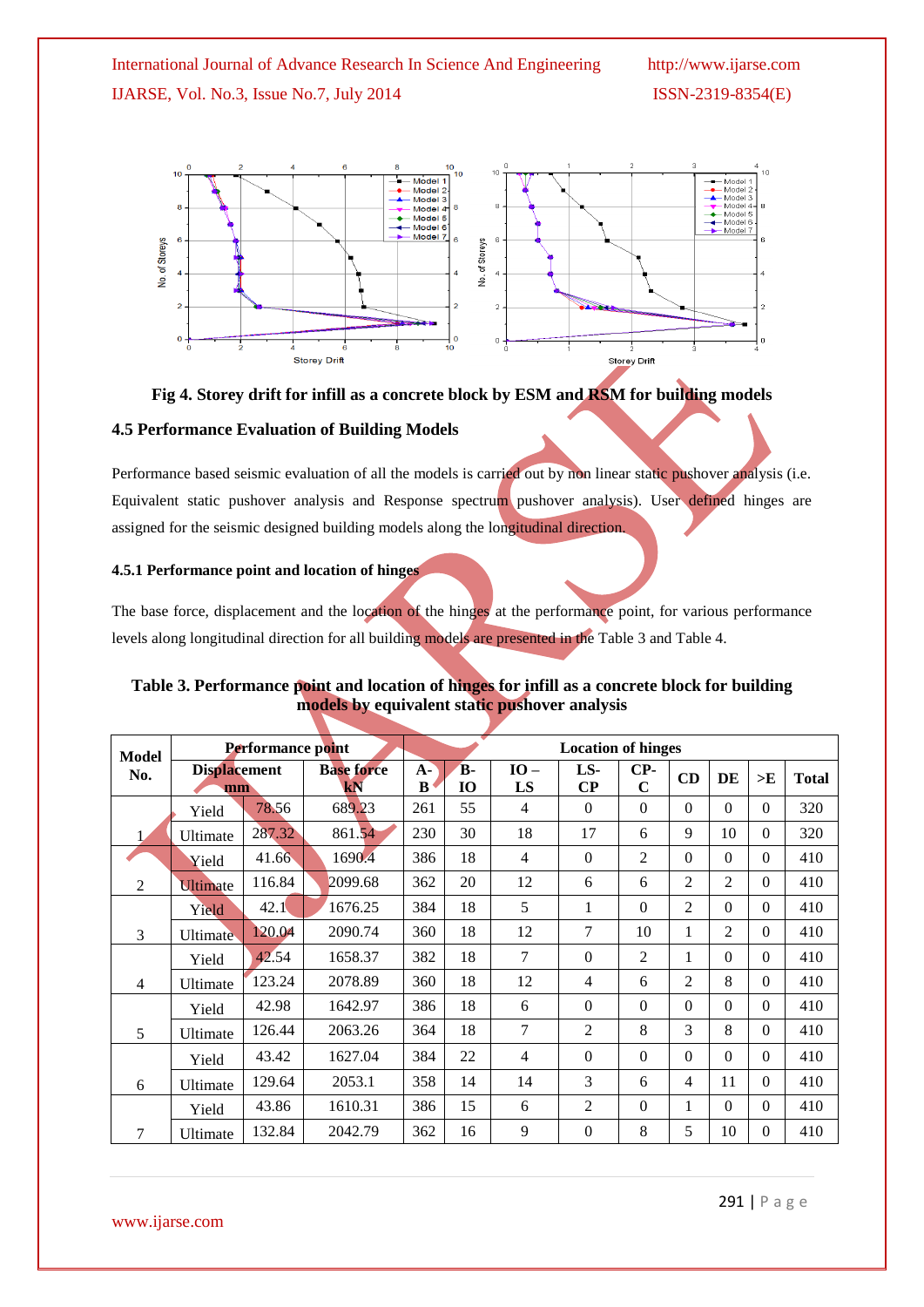Fig 4. Storey drift for infill as a concrete block by ESM and RSM for building models

### 4.5 Performance Evaluation of Building Models

Performance based seismic evaluation of all the models is carried out by non linear static pushover analysis (i.e. Equivalent static pushover analysis and Response spectrum pushover analysis). User defined hinges are assigned for the seismic designed building models along the longitudinal direction.

#### 4.5.1 Performance point and location of hinges

The base force, displacement and the location of the hinges at the performance point, for various performance levels along longitudinal direction for all building models are presented in the Table 3 and Table 4.

**Table 3. Performance point and location of hinges for infill as a concrete block for building models by equivalent static pushover analysis**

| Model No. | Performance point | | | Location of hinges | | | | | | | | |
|---|---|---|---|---|---|---|---|---|---|---|---|---|
| | | Displacement mm | Base force kN | A-B | B-IO | IO – LS | LS-CP | CP-C | CD | DE | >E | Total |
| 1 | Yield | 78.56 | 689.23 | 261 | 55 | 4 | 0 | 0 | 0 | 0 | 0 | 320 |
| | Ultimate | 287.32 | 861.54 | 230 | 30 | 18 | 17 | 6 | 9 | 10 | 0 | 320 |
| 2 | Yield | 41.66 | 1690.4 | 386 | 18 | 4 | 0 | 2 | 0 | 0 | 0 | 410 |
| | Ultimate | 116.84 | 2099.68 | 362 | 20 | 12 | 6 | 6 | 2 | 2 | 0 | 410 |
| 3 | Yield | 42.1 | 1676.25 | 384 | 18 | 5 | 1 | 0 | 2 | 0 | 0 | 410 |
| | Ultimate | 120.04 | 2090.74 | 360 | 18 | 12 | 7 | 10 | 1 | 2 | 0 | 410 |
| 4 | Yield | 42.54 | 1658.37 | 382 | 18 | 7 | 0 | 2 | 1 | 0 | 0 | 410 |
| | Ultimate | 123.24 | 2078.89 | 360 | 18 | 12 | 4 | 6 | 2 | 8 | 0 | 410 |
| 5 | Yield | 42.98 | 1642.97 | 386 | 18 | 6 | 0 | 0 | 0 | 0 | 0 | 410 |
| | Ultimate | 126.44 | 2063.26 | 364 | 18 | 7 | 2 | 8 | 3 | 8 | 0 | 410 |
| 6 | Yield | 43.42 | 1627.04 | 384 | 22 | 4 | 0 | 0 | 0 | 0 | 0 | 410 |
| | Ultimate | 129.64 | 2053.1 | 358 | 14 | 14 | 3 | 6 | 4 | 11 | 0 | 410 |
| 7 | Yield | 43.86 | 1610.31 | 386 | 15 | 6 | 2 | 0 | 1 | 0 | 0 | 410 |
| | Ultimate | 132.84 | 2042.79 | 362 | 16 | 9 | 0 | 8 | 5 | 10 | 0 | 410 |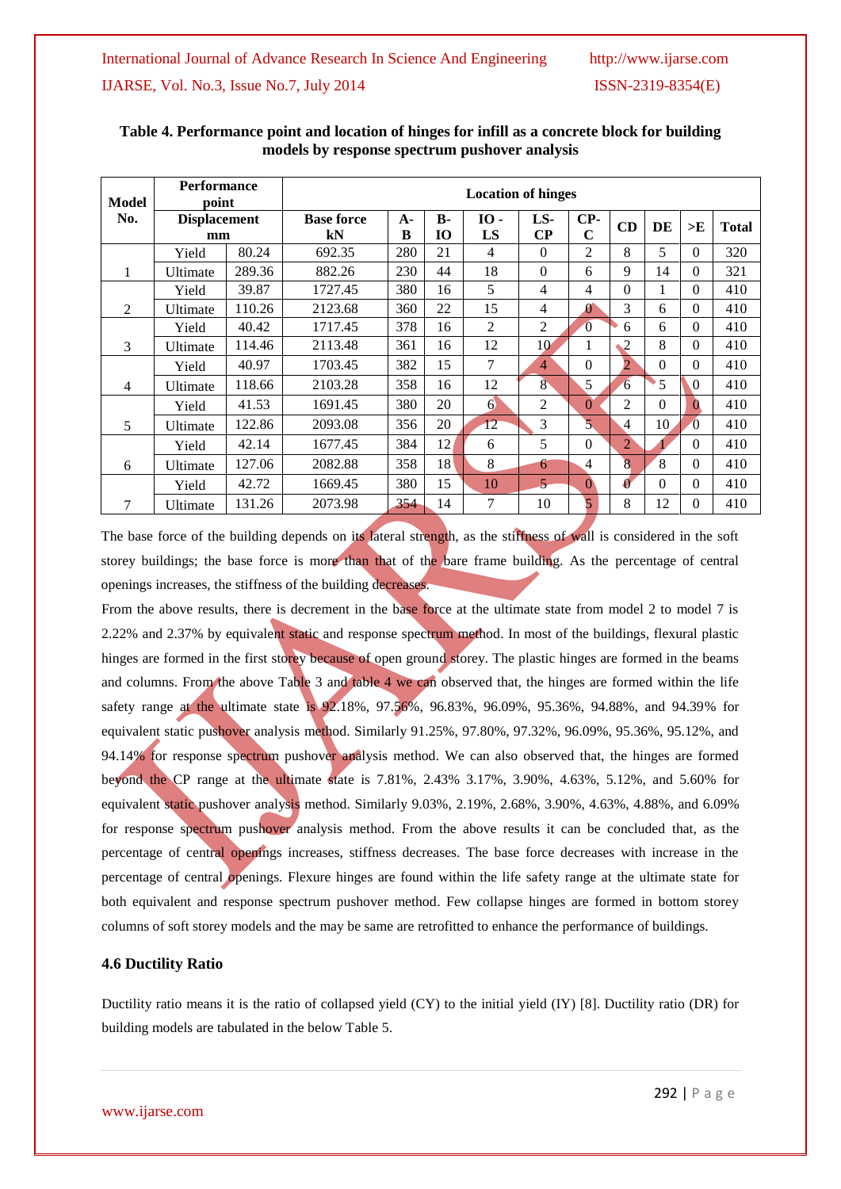**Table 4. Performance point and location of hinges for infill as a concrete block for building models by response spectrum pushover analysis**

| Model No. | Performance point | | Location of hinges | | | | | | | | | |
|---|---|---|---|---|---|---|---|---|---|---|---|---|
| | Displacement mm | | Base force kN | A-B | B-IO | IO - LS | LS-CP | CP-C | CD | DE | >E | Total |
| 1 | Yield | 80.24 | 692.35 | 280 | 21 | 4 | 0 | 2 | 8 | 5 | 0 | 320 |
| | Ultimate | 289.36 | 882.26 | 230 | 44 | 18 | 0 | 6 | 9 | 14 | 0 | 321 |
| 2 | Yield | 39.87 | 1727.45 | 380 | 16 | 5 | 4 | 4 | 0 | 1 | 0 | 410 |
| | Ultimate | 110.26 | 2123.68 | 360 | 22 | 15 | 4 | 0 | 3 | 6 | 0 | 410 |
| 3 | Yield | 40.42 | 1717.45 | 378 | 16 | 2 | 2 | 0 | 6 | 6 | 0 | 410 |
| | Ultimate | 114.46 | 2113.48 | 361 | 16 | 12 | 10 | 1 | 2 | 8 | 0 | 410 |
| 4 | Yield | 40.97 | 1703.45 | 382 | 15 | 7 | 4 | 0 | 2 | 0 | 0 | 410 |
| | Ultimate | 118.66 | 2103.28 | 358 | 16 | 12 | 8 | 5 | 6 | 5 | 0 | 410 |
| 5 | Yield | 41.53 | 1691.45 | 380 | 20 | 6 | 2 | 0 | 2 | 0 | 0 | 410 |
| | Ultimate | 122.86 | 2093.08 | 356 | 20 | 12 | 3 | 5 | 4 | 10 | 0 | 410 |
| 6 | Yield | 42.14 | 1677.45 | 384 | 12 | 6 | 5 | 0 | 2 | 1 | 0 | 410 |
| | Ultimate | 127.06 | 2082.88 | 358 | 18 | 8 | 6 | 4 | 8 | 8 | 0 | 410 |
| 7 | Yield | 42.72 | 1669.45 | 380 | 15 | 10 | 5 | 0 | 0 | 0 | 0 | 410 |
| | Ultimate | 131.26 | 2073.98 | 354 | 14 | 7 | 10 | 5 | 8 | 12 | 0 | 410 |

The base force of the building depends on its lateral strength, as the stiffness of wall is considered in the soft storey buildings; the base force is more than that of the bare frame building. As the percentage of central openings increases, the stiffness of the building decreases.

From the above results, there is decrement in the base force at the ultimate state from model 2 to model 7 is 2.22% and 2.37% by equivalent static and response spectrum method. In most of the buildings, flexural plastic hinges are formed in the first storey because of open ground storey. The plastic hinges are formed in the beams and columns. From the above Table 3 and table 4 we can observed that, the hinges are formed within the life safety range at the ultimate state is 92.18%, 97.56%, 96.83%, 96.09%, 95.36%, 94.88%, and 94.39% for equivalent static pushover analysis method. Similarly 91.25%, 97.80%, 97.32%, 96.09%, 95.36%, 95.12%, and 94.14% for response spectrum pushover analysis method. We can also observed that, the hinges are formed beyond the CP range at the ultimate state is 7.81%, 2.43% 3.17%, 3.90%, 4.63%, 5.12%, and 5.60% for equivalent static pushover analysis method. Similarly 9.03%, 2.19%, 2.68%, 3.90%, 4.63%, 4.88%, and 6.09% for response spectrum pushover analysis method. From the above results it can be concluded that, as the percentage of central openings increases, stiffness decreases. The base force decreases with increase in the percentage of central openings. Flexure hinges are found within the life safety range at the ultimate state for both equivalent and response spectrum pushover method. Few collapse hinges are formed in bottom storey columns of soft storey models and the may be same are retrofitted to enhance the performance of buildings.

### 4.6 Ductility Ratio

Ductility ratio means it is the ratio of collapsed yield (CY) to the initial yield (IY) [8]. Ductility ratio (DR) for building models are tabulated in the below Table 5.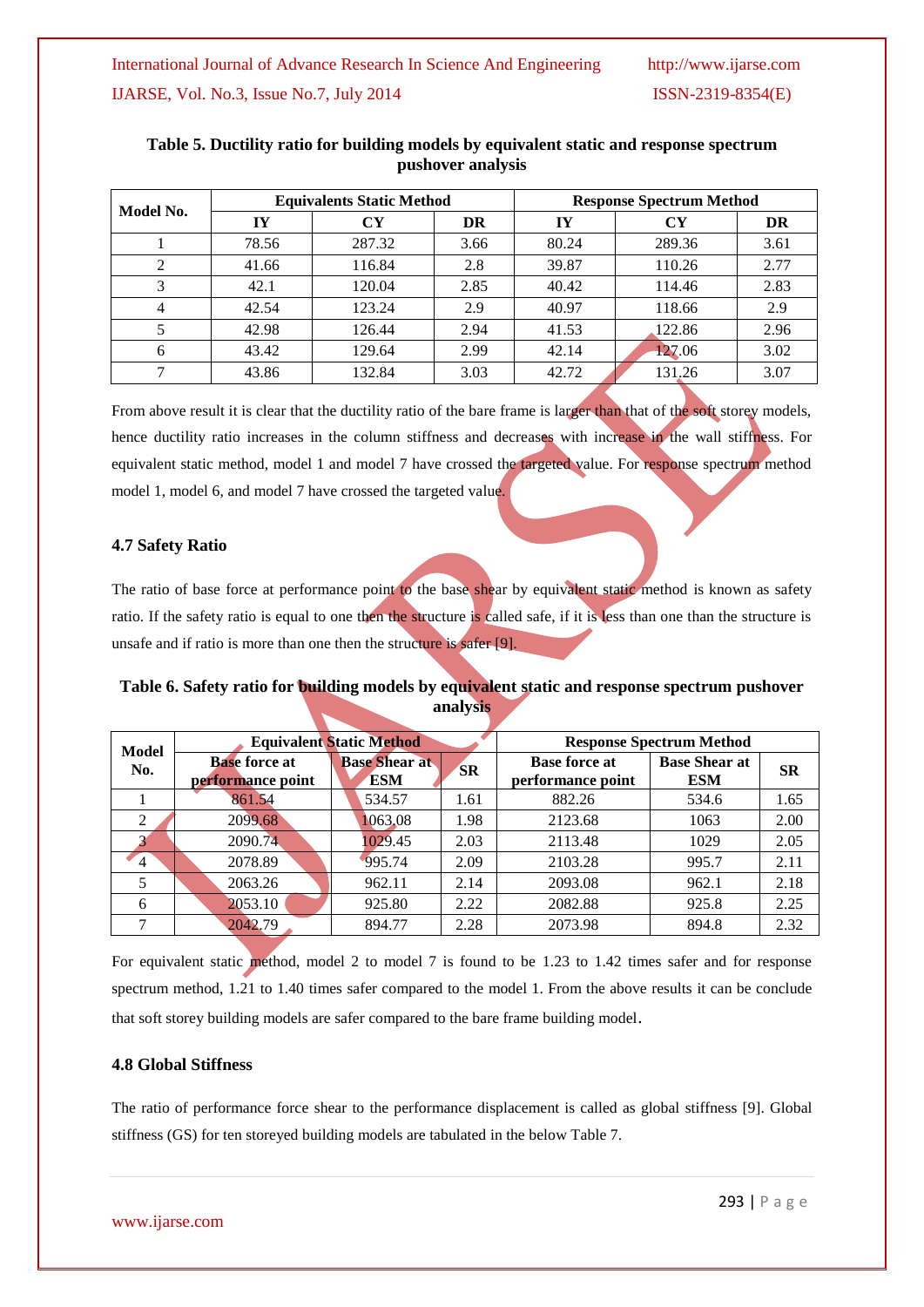**Table 5. Ductility ratio for building models by equivalent static and response spectrum pushover analysis**

| Model No. | Equivalents Static Method | | | Response Spectrum Method | | |
|---|---|---|---|---|---|---|
| | IY | CY | DR | IY | CY | DR |
| 1 | 78.56 | 287.32 | 3.66 | 80.24 | 289.36 | 3.61 |
| 2 | 41.66 | 116.84 | 2.8 | 39.87 | 110.26 | 2.77 |
| 3 | 42.1 | 120.04 | 2.85 | 40.42 | 114.46 | 2.83 |
| 4 | 42.54 | 123.24 | 2.9 | 40.97 | 118.66 | 2.9 |
| 5 | 42.98 | 126.44 | 2.94 | 41.53 | 122.86 | 2.96 |
| 6 | 43.42 | 129.64 | 2.99 | 42.14 | 127.06 | 3.02 |
| 7 | 43.86 | 132.84 | 3.03 | 42.72 | 131.26 | 3.07 |

From above result it is clear that the ductility ratio of the bare frame is larger than that of the soft storey models, hence ductility ratio increases in the column stiffness and decreases with increase in the wall stiffness. For equivalent static method, model 1 and model 7 have crossed the targeted value. For response spectrum method model 1, model 6, and model 7 have crossed the targeted value.

### 4.7 Safety Ratio

The ratio of base force at performance point to the base shear by equivalent static method is known as safety ratio. If the safety ratio is equal to one then the structure is called safe, if it is less than one than the structure is unsafe and if ratio is more than one then the structure is safer [9].

**Table 6. Safety ratio for building models by equivalent static and response spectrum pushover analysis**

| Model No. | Equivalent Static Method | | | Response Spectrum Method | | |
|---|---|---|---|---|---|---|
| | Base force at performance point | Base Shear at ESM | SR | Base force at performance point | Base Shear at ESM | SR |
| 1 | 861.54 | 534.57 | 1.61 | 882.26 | 534.6 | 1.65 |
| 2 | 2099.68 | 1063.08 | 1.98 | 2123.68 | 1063 | 2.00 |
| 3 | 2090.74 | 1029.45 | 2.03 | 2113.48 | 1029 | 2.05 |
| 4 | 2078.89 | 995.74 | 2.09 | 2103.28 | 995.7 | 2.11 |
| 5 | 2063.26 | 962.11 | 2.14 | 2093.08 | 962.1 | 2.18 |
| 6 | 2053.10 | 925.80 | 2.22 | 2082.88 | 925.8 | 2.25 |
| 7 | 2042.79 | 894.77 | 2.28 | 2073.98 | 894.8 | 2.32 |

For equivalent static method, model 2 to model 7 is found to be 1.23 to 1.42 times safer and for response spectrum method, 1.21 to 1.40 times safer compared to the model 1. From the above results it can be conclude that soft storey building models are safer compared to the bare frame building model.

### 4.8 Global Stiffness

The ratio of performance force shear to the performance displacement is called as global stiffness [9]. Global stiffness (GS) for ten storeyed building models are tabulated in the below Table 7.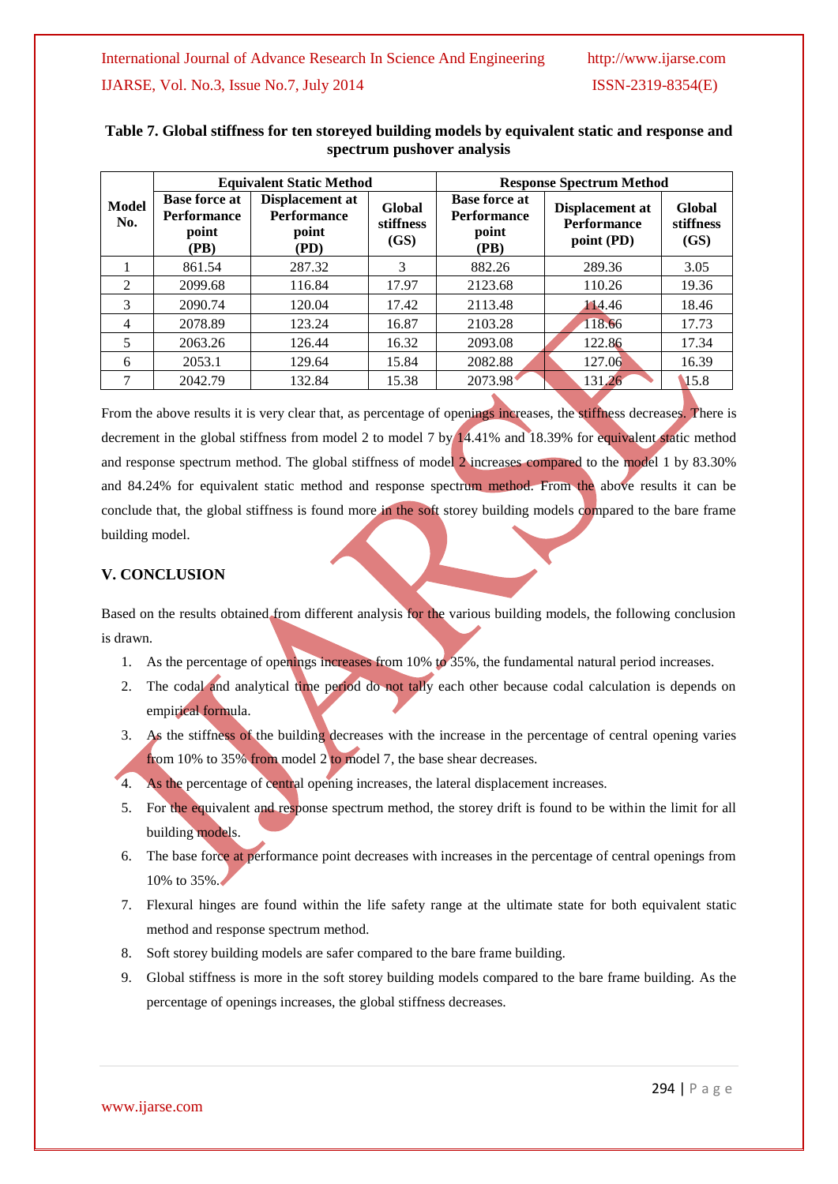**Table 7. Global stiffness for ten storeyed building models by equivalent static and response and spectrum pushover analysis**

| Model No. | Equivalent Static Method | | | Response Spectrum Method | | |
|---|---|---|---|---|---|---|
| | Base force at Performance point (PB) | Displacement at Performance point (PD) | Global stiffness (GS) | Base force at Performance point (PB) | Displacement at Performance point (PD) | Global stiffness (GS) |
| 1 | 861.54 | 287.32 | 3 | 882.26 | 289.36 | 3.05 |
| 2 | 2099.68 | 116.84 | 17.97 | 2123.68 | 110.26 | 19.36 |
| 3 | 2090.74 | 120.04 | 17.42 | 2113.48 | 114.46 | 18.46 |
| 4 | 2078.89 | 123.24 | 16.87 | 2103.28 | 118.66 | 17.73 |
| 5 | 2063.26 | 126.44 | 16.32 | 2093.08 | 122.86 | 17.34 |
| 6 | 2053.1 | 129.64 | 15.84 | 2082.88 | 127.06 | 16.39 |
| 7 | 2042.79 | 132.84 | 15.38 | 2073.98 | 131.26 | 15.8 |

From the above results it is very clear that, as percentage of openings increases, the stiffness decreases. There is decrement in the global stiffness from model 2 to model 7 by 14.41% and 18.39% for equivalent static method and response spectrum method. The global stiffness of model 2 increases compared to the model 1 by 83.30% and 84.24% for equivalent static method and response spectrum method. From the above results it can be conclude that, the global stiffness is found more in the soft storey building models compared to the bare frame building model.

## V. CONCLUSION

Based on the results obtained from different analysis for the various building models, the following conclusion is drawn.

1. As the percentage of openings increases from 10% to 35%, the fundamental natural period increases.
2. The codal and analytical time period do not tally each other because codal calculation is depends on empirical formula.
3. As the stiffness of the building decreases with the increase in the percentage of central opening varies from 10% to 35% from model 2 to model 7, the base shear decreases.
4. As the percentage of central opening increases, the lateral displacement increases.
5. For the equivalent and response spectrum method, the storey drift is found to be within the limit for all building models.
6. The base force at performance point decreases with increases in the percentage of central openings from 10% to 35%.
7. Flexural hinges are found within the life safety range at the ultimate state for both equivalent static method and response spectrum method.
8. Soft storey building models are safer compared to the bare frame building.
9. Global stiffness is more in the soft storey building models compared to the bare frame building. As the percentage of openings increases, the global stiffness decreases.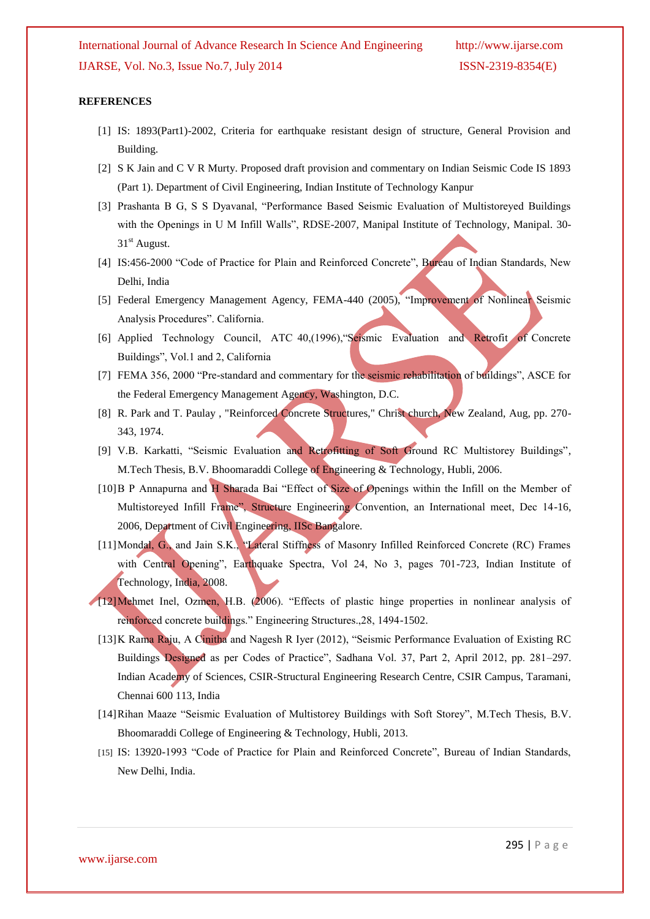**REFERENCES**

[1] IS: 1893(Part1)-2002, Criteria for earthquake resistant design of structure, General Provision and Building.

[2] S K Jain and C V R Murty. Proposed draft provision and commentary on Indian Seismic Code IS 1893 (Part 1). Department of Civil Engineering, Indian Institute of Technology Kanpur

[3] Prashanta B G, S S Dyavanal, "Performance Based Seismic Evaluation of Multistoreyed Buildings with the Openings in U M Infill Walls", RDSE-2007, Manipal Institute of Technology, Manipal. 30-31st August.

[4] IS:456-2000 "Code of Practice for Plain and Reinforced Concrete", Bureau of Indian Standards, New Delhi, India

[5] Federal Emergency Management Agency, FEMA-440 (2005), "Improvement of Nonlinear Seismic Analysis Procedures". California.

[6] Applied Technology Council, ATC 40,(1996),"Seismic Evaluation and Retrofit of Concrete Buildings", Vol.1 and 2, California

[7] FEMA 356, 2000 "Pre-standard and commentary for the seismic rehabilitation of buildings", ASCE for the Federal Emergency Management Agency, Washington, D.C.

[8] R. Park and T. Paulay , "Reinforced Concrete Structures," Christ church, New Zealand, Aug, pp. 270-343, 1974.

[9] V.B. Karkatti, "Seismic Evaluation and Retrofitting of Soft Ground RC Multistorey Buildings", M.Tech Thesis, B.V. Bhoomaraddi College of Engineering & Technology, Hubli, 2006.

[10] B P Annapurna and H Sharada Bai "Effect of Size of Openings within the Infill on the Member of Multistoreyed Infill Frame", Structure Engineering Convention, an International meet, Dec 14-16, 2006, Department of Civil Engineering, IISc Bangalore.

[11] Mondal, G., and Jain S.K., "Lateral Stiffness of Masonry Infilled Reinforced Concrete (RC) Frames with Central Opening", Earthquake Spectra, Vol 24, No 3, pages 701-723, Indian Institute of Technology, India, 2008.

[12] Mehmet Inel, Ozmen, H.B. (2006). "Effects of plastic hinge properties in nonlinear analysis of reinforced concrete buildings." Engineering Structures.,28, 1494-1502.

[13] K Rama Raju, A Cinitha and Nagesh R Iyer (2012), "Seismic Performance Evaluation of Existing RC Buildings Designed as per Codes of Practice", Sadhana Vol. 37, Part 2, April 2012, pp. 281–297. Indian Academy of Sciences, CSIR-Structural Engineering Research Centre, CSIR Campus, Taramani, Chennai 600 113, India

[14] Rihan Maaze "Seismic Evaluation of Multistorey Buildings with Soft Storey", M.Tech Thesis, B.V. Bhoomaraddi College of Engineering & Technology, Hubli, 2013.

[15] IS: 13920-1993 "Code of Practice for Plain and Reinforced Concrete", Bureau of Indian Standards, New Delhi, India.